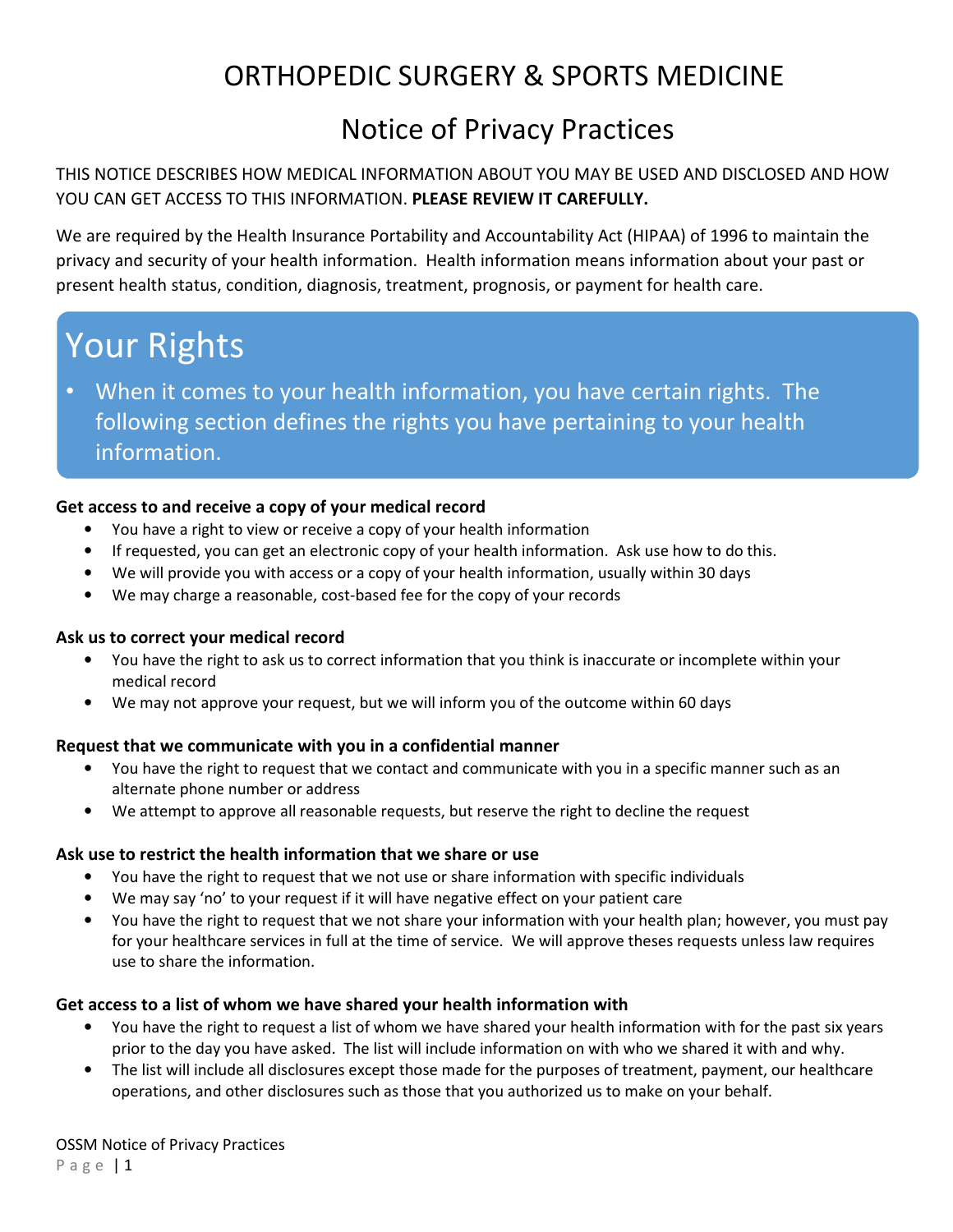# ORTHOPEDIC SURGERY & SPORTS MEDICINE

## Notice of Privacy Practices

THIS NOTICE DESCRIBES HOW MEDICAL INFORMATION ABOUT YOU MAY BE USED AND DISCLOSED AND HOW YOU CAN GET ACCESS TO THIS INFORMATION. **PLEASE REVIEW IT CAREFULLY.**

We are required by the Health Insurance Portability and Accountability Act (HIPAA) of 1996 to maintain the privacy and security of your health information. Health information means information about your past or present health status, condition, diagnosis, treatment, prognosis, or payment for health care.

## Your Rights

- When it comes to your health information, you have certain rights. The following section defines the rights you have pertaining to your health information.

**Get access to and receive a copy of your medical record**

- You have a right to view or receive a copy of your health information
- If requested, you can get an electronic copy of your health information. Ask use how to do this.
- We will provide you with access or a copy of your health information, usually within 30 days
- We may charge a reasonable, cost-based fee for the copy of your records

**Ask us to correct your medical record**

- You have the right to ask us to correct information that you think is inaccurate or incomplete within your medical record
- We may not approve your request, but we will inform you of the outcome within 60 days

**Request that we communicate with you in a confidential manner**

- You have the right to request that we contact and communicate with you in a specific manner such as an alternate phone number or address
- We attempt to approve all reasonable requests, but reserve the right to decline the request

**Ask use to restrict the health information that we share or use**

- You have the right to request that we not use or share information with specific individuals
- We may say 'no' to your request if it will have negative effect on your patient care
- You have the right to request that we not share your information with your health plan; however, you must pay for your healthcare services in full at the time of service. We will approve theses requests unless law requires use to share the information.

**Get access to a list of whom we have shared your health information with**

- You have the right to request a list of whom we have shared your health information with for the past six years prior to the day you have asked. The list will include information on with who we shared it with and why.
- The list will include all disclosures except those made for the purposes of treatment, payment, our healthcare operations, and other disclosures such as those that you authorized us to make on your behalf.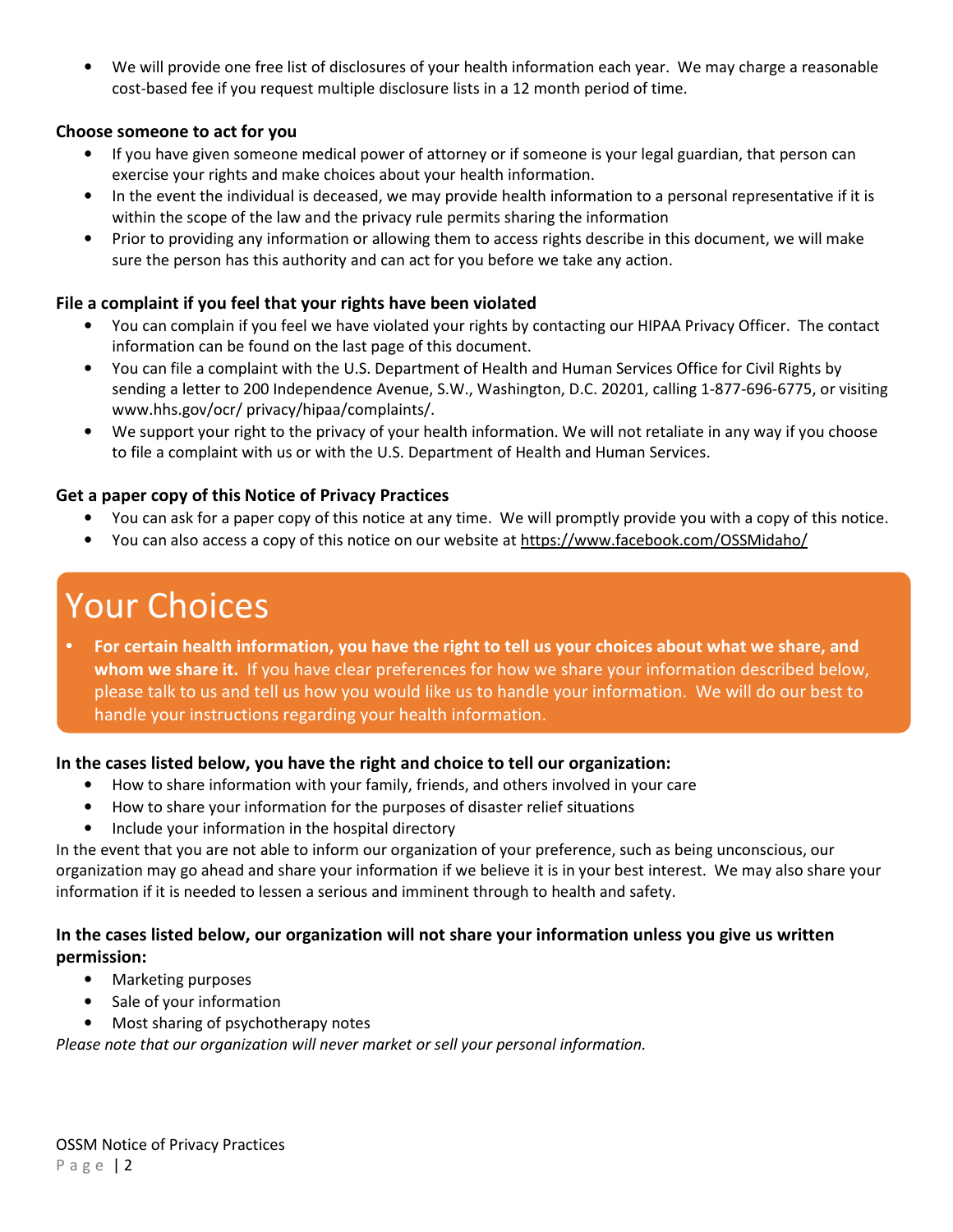- We will provide one free list of disclosures of your health information each year. We may charge a reasonable cost-based fee if you request multiple disclosure lists in a 12 month period of time.

**Choose someone to act for you**

- If you have given someone medical power of attorney or if someone is your legal guardian, that person can exercise your rights and make choices about your health information.
- In the event the individual is deceased, we may provide health information to a personal representative if it is within the scope of the law and the privacy rule permits sharing the information
- Prior to providing any information or allowing them to access rights describe in this document, we will make sure the person has this authority and can act for you before we take any action.

**File a complaint if you feel that your rights have been violated**

- You can complain if you feel we have violated your rights by contacting our HIPAA Privacy Officer. The contact information can be found on the last page of this document.
- You can file a complaint with the U.S. Department of Health and Human Services Office for Civil Rights by sending a letter to 200 Independence Avenue, S.W., Washington, D.C. 20201, calling 1-877-696-6775, or visiting www.hhs.gov/ocr/ privacy/hipaa/complaints/.
- We support your right to the privacy of your health information. We will not retaliate in any way if you choose to file a complaint with us or with the U.S. Department of Health and Human Services.

**Get a paper copy of this Notice of Privacy Practices**

- You can ask for a paper copy of this notice at any time. We will promptly provide you with a copy of this notice.
- You can also access a copy of this notice on our website at https://www.facebook.com/OSSMidaho/

# Your Choices

- **For certain health information, you have the right to tell us your choices about what we share, and whom we share it.** If you have clear preferences for how we share your information described below, please talk to us and tell us how you would like us to handle your information. We will do our best to handle your instructions regarding your health information.

**In the cases listed below, you have the right and choice to tell our organization:**

- How to share information with your family, friends, and others involved in your care
- How to share your information for the purposes of disaster relief situations
- Include your information in the hospital directory

In the event that you are not able to inform our organization of your preference, such as being unconscious, our organization may go ahead and share your information if we believe it is in your best interest. We may also share your information if it is needed to lessen a serious and imminent through to health and safety.

**In the cases listed below, our organization will not share your information unless you give us written permission:**

- Marketing purposes
- Sale of your information
- Most sharing of psychotherapy notes

*Please note that our organization will never market or sell your personal information.*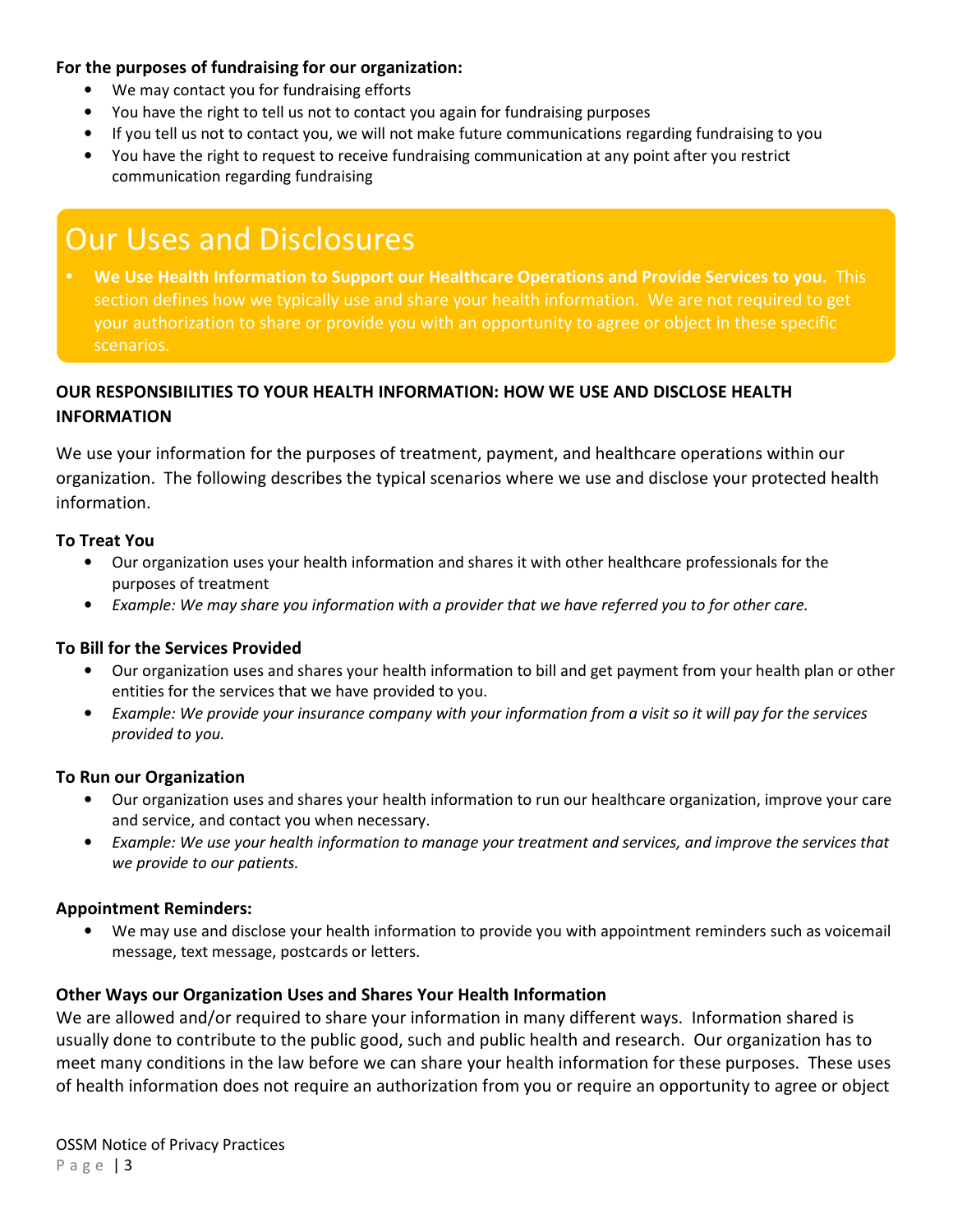**For the purposes of fundraising for our organization:**

- We may contact you for fundraising efforts
- You have the right to tell us not to contact you again for fundraising purposes
- If you tell us not to contact you, we will not make future communications regarding fundraising to you
- You have the right to request to receive fundraising communication at any point after you restrict communication regarding fundraising

# Our Uses and Disclosures

- **We Use Health Information to Support our Healthcare Operations and Provide Services to you.** This section defines how we typically use and share your health information. We are not required to get your authorization to share or provide you with an opportunity to agree or object in these specific scenarios.

## OUR RESPONSIBILITIES TO YOUR HEALTH INFORMATION: HOW WE USE AND DISCLOSE HEALTH INFORMATION

We use your information for the purposes of treatment, payment, and healthcare operations within our organization. The following describes the typical scenarios where we use and disclose your protected health information.

### To Treat You

- Our organization uses your health information and shares it with other healthcare professionals for the purposes of treatment
- *Example: We may share you information with a provider that we have referred you to for other care.*

### To Bill for the Services Provided

- Our organization uses and shares your health information to bill and get payment from your health plan or other entities for the services that we have provided to you.
- *Example: We provide your insurance company with your information from a visit so it will pay for the services provided to you.*

### To Run our Organization

- Our organization uses and shares your health information to run our healthcare organization, improve your care and service, and contact you when necessary.
- *Example: We use your health information to manage your treatment and services, and improve the services that we provide to our patients.*

### Appointment Reminders:

- We may use and disclose your health information to provide you with appointment reminders such as voicemail message, text message, postcards or letters.

### Other Ways our Organization Uses and Shares Your Health Information

We are allowed and/or required to share your information in many different ways. Information shared is usually done to contribute to the public good, such and public health and research. Our organization has to meet many conditions in the law before we can share your health information for these purposes. These uses of health information does not require an authorization from you or require an opportunity to agree or object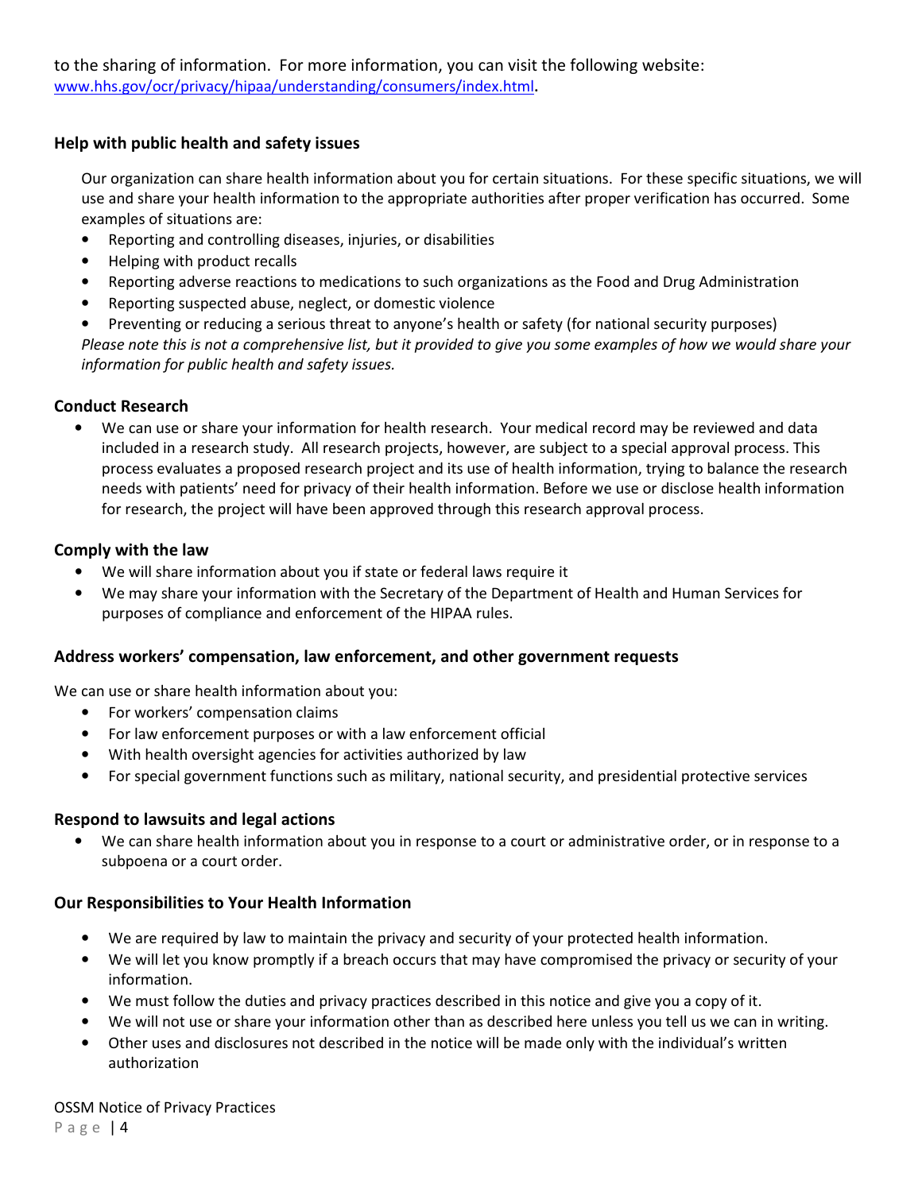to the sharing of information. For more information, you can visit the following website: [www.hhs.gov/ocr/privacy/hipaa/understanding/consumers/index.html](www.hhs.gov/ocr/privacy/hipaa/understanding/consumers/index.html).

### Help with public health and safety issues

Our organization can share health information about you for certain situations. For these specific situations, we will use and share your health information to the appropriate authorities after proper verification has occurred. Some examples of situations are:

- Reporting and controlling diseases, injuries, or disabilities
- Helping with product recalls
- Reporting adverse reactions to medications to such organizations as the Food and Drug Administration
- Reporting suspected abuse, neglect, or domestic violence
- Preventing or reducing a serious threat to anyone's health or safety (for national security purposes)

*Please note this is not a comprehensive list, but it provided to give you some examples of how we would share your information for public health and safety issues.*

### Conduct Research

- We can use or share your information for health research. Your medical record may be reviewed and data included in a research study. All research projects, however, are subject to a special approval process. This process evaluates a proposed research project and its use of health information, trying to balance the research needs with patients' need for privacy of their health information. Before we use or disclose health information for research, the project will have been approved through this research approval process.

### Comply with the law

- We will share information about you if state or federal laws require it
- We may share your information with the Secretary of the Department of Health and Human Services for purposes of compliance and enforcement of the HIPAA rules.

### Address workers' compensation, law enforcement, and other government requests

We can use or share health information about you:

- For workers' compensation claims
- For law enforcement purposes or with a law enforcement official
- With health oversight agencies for activities authorized by law
- For special government functions such as military, national security, and presidential protective services

### Respond to lawsuits and legal actions

- We can share health information about you in response to a court or administrative order, or in response to a subpoena or a court order.

### Our Responsibilities to Your Health Information

- We are required by law to maintain the privacy and security of your protected health information.
- We will let you know promptly if a breach occurs that may have compromised the privacy or security of your information.
- We must follow the duties and privacy practices described in this notice and give you a copy of it.
- We will not use or share your information other than as described here unless you tell us we can in writing.
- Other uses and disclosures not described in the notice will be made only with the individual's written authorization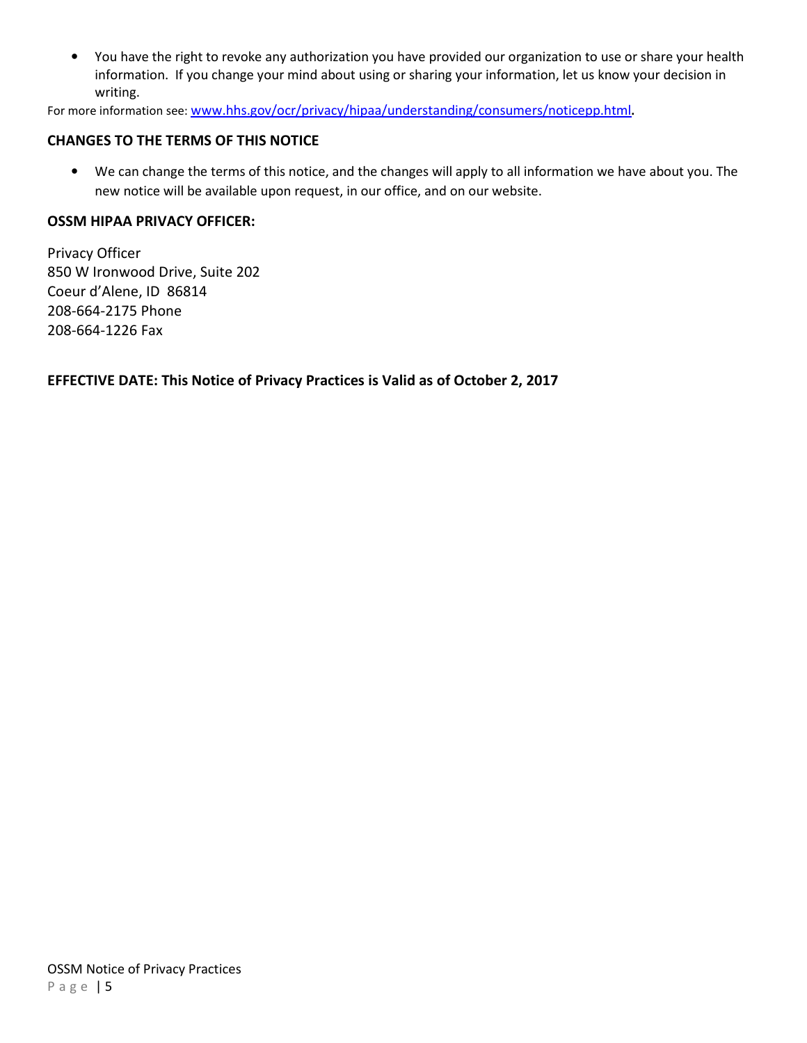- You have the right to revoke any authorization you have provided our organization to use or share your health information. If you change your mind about using or sharing your information, let us know your decision in writing.

For more information see: www.hhs.gov/ocr/privacy/hipaa/understanding/consumers/noticepp.html.

**CHANGES TO THE TERMS OF THIS NOTICE**

- We can change the terms of this notice, and the changes will apply to all information we have about you. The new notice will be available upon request, in our office, and on our website.

**OSSM HIPAA PRIVACY OFFICER:**

Privacy Officer
850 W Ironwood Drive, Suite 202
Coeur d'Alene, ID 86814
208-664-2175 Phone
208-664-1226 Fax

**EFFECTIVE DATE: This Notice of Privacy Practices is Valid as of October 2, 2017**